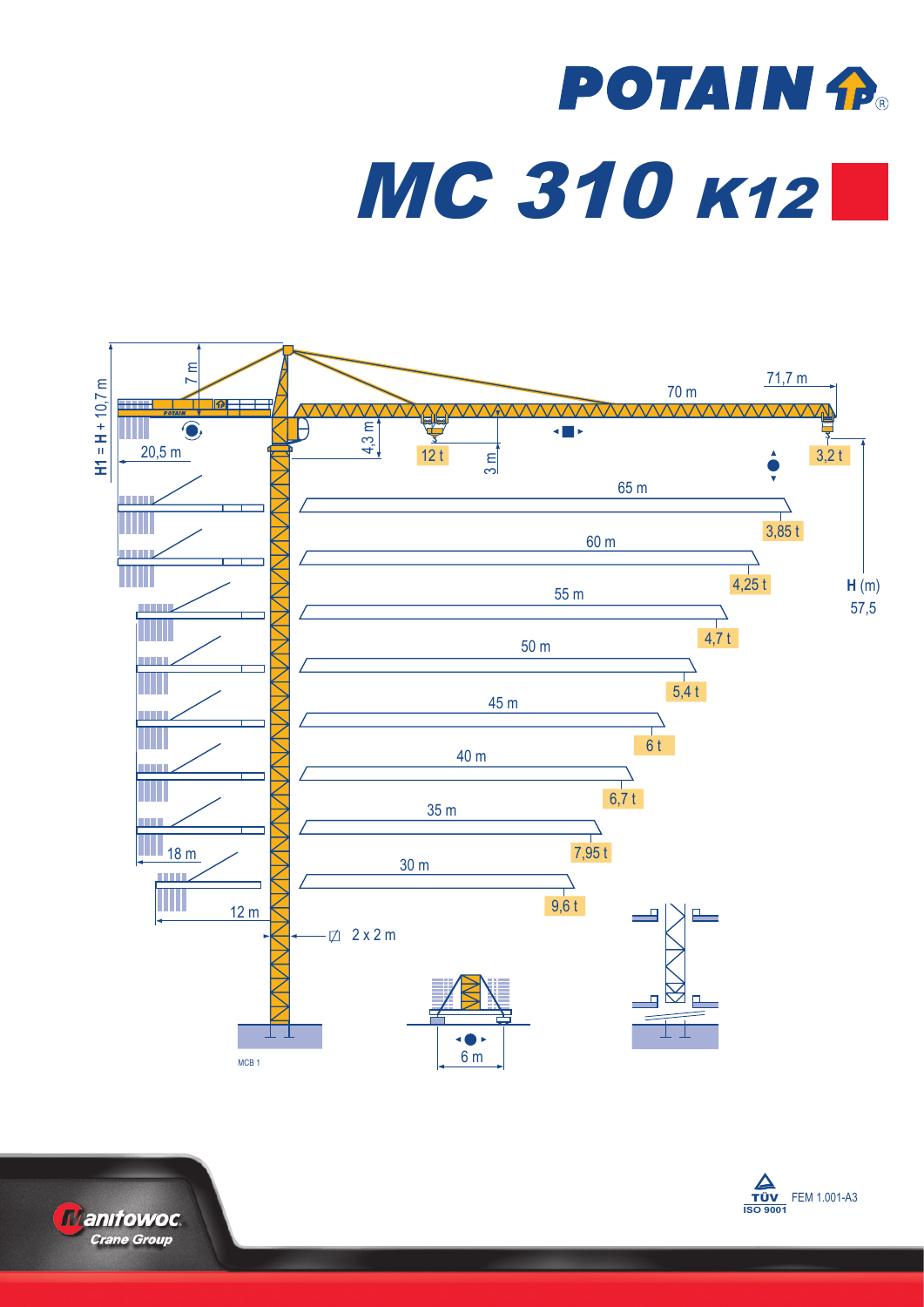# POTAIN

# MC 310 K12

H1 = H + 10,7 m

7 m

20,5 m

4,3 m

3 m

12 t

70 m

71,7 m

3,2 t

65 m — 3,85 t

60 m — 4,25 t

55 m — 4,7 t

50 m — 5,4 t

45 m — 6 t

40 m — 6,7 t

35 m — 7,95 t

30 m — 9,6 t

**H** (m)
57,5

18 m

12 m

2 x 2 m

6 m

MCB 1

Manitowoc Crane Group

TÜV ISO 9001 FEM 1.001-A3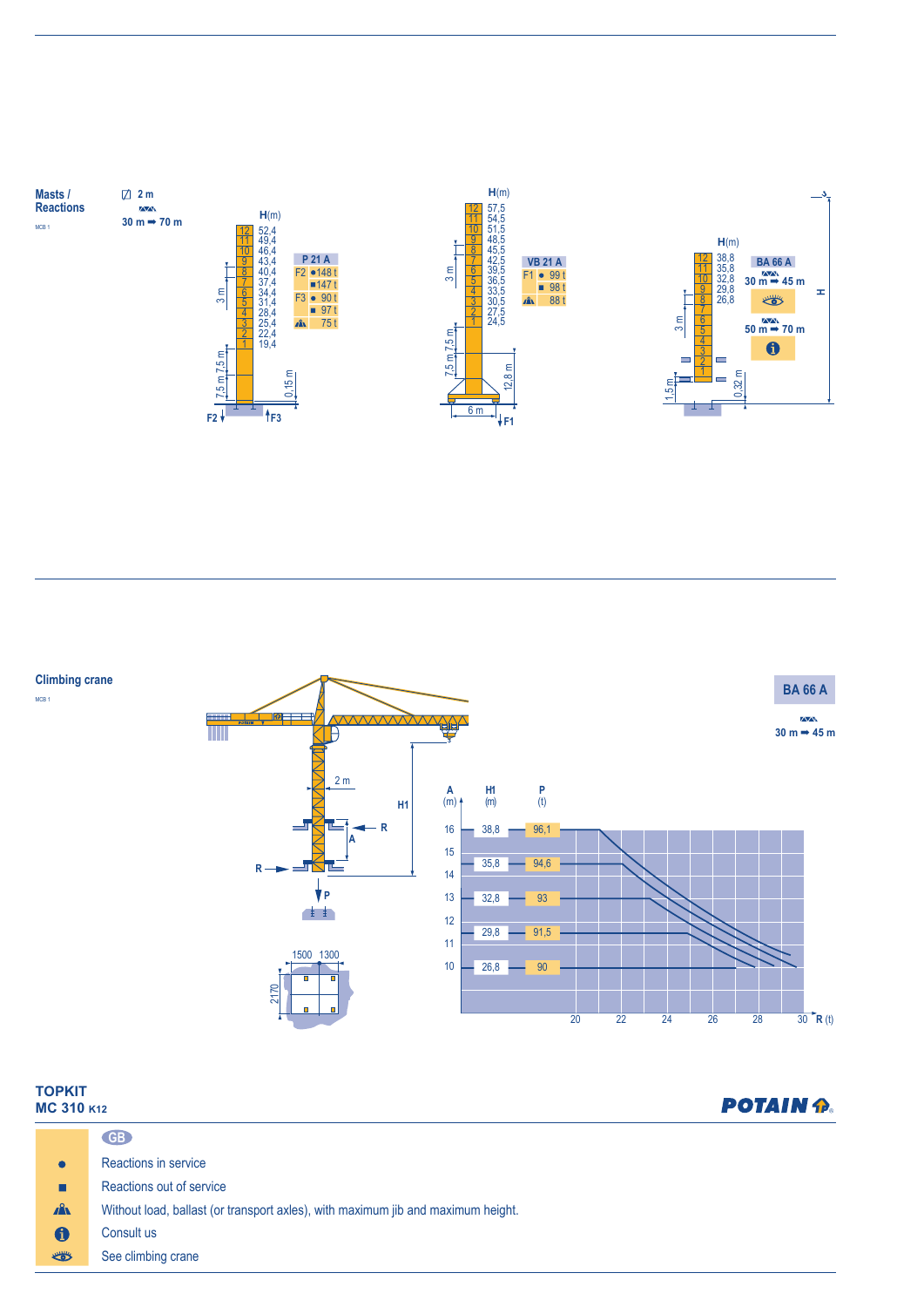## Masts / Reactions

MCB 1

2 m

30 m ➡ 70 m

| Mast | H(m) |
|---|---|
| 12 | 52,4 |
| 11 | 49,4 |
| 10 | 46,4 |
| 9 | 43,4 |
| 8 | 40,4 |
| 7 | 37,4 |
| 6 | 34,4 |
| 5 | 31,4 |
| 4 | 28,4 |
| 3 | 25,4 |
| 2 | 22,4 |
| 1 | 19,4 |

3 m, 7,5 m, 7,5 m, 0,15 m, F2, F3

| P 21 A | | |
|---|---|---|
| F2 | ● | 148 t |
| | ■ | 147 t |
| F3 | ● | 90 t |
| | ■ | 97 t |
| ⛰ | | 75 t |

| Mast | H(m) |
|---|---|
| 12 | 57,5 |
| 11 | 54,5 |
| 10 | 51,5 |
| 9 | 48,5 |
| 8 | 45,5 |
| 7 | 42,5 |
| 6 | 39,5 |
| 5 | 36,5 |
| 4 | 33,5 |
| 3 | 30,5 |
| 2 | 27,5 |
| 1 | 24,5 |

3 m, 7,5 m, 7,5 m, 12,8 m, 6 m, F1

| VB 21 A | | |
|---|---|---|
| F1 | ● | 99 t |
| | ■ | 98 t |
| ⛰ | | 88 t |

| Mast | H(m) |
|---|---|
| 12 | 38,8 |
| 11 | 35,8 |
| 10 | 32,8 |
| 9 | 29,8 |
| 8 | 26,8 |
| 7 | |
| 6 | |
| 5 | |
| 4 | |
| 3 | |
| 2 | |
| 1 | |

3 m, 1,5 m, 0,32 m, H

| BA 66 A | |
|---|---|
| 30 m ➡ 45 m | 👁 |
| 50 m ➡ 70 m | ℹ |

## Climbing crane

MCB 1

**BA 66 A**

30 m ➡ 45 m

2 m, H1, A, R, P

1500, 1300, 2170

| A (m) | H1 (m) | P (t) |
|---|---|---|
| 16 | 38,8 | 96,1 |
| 15 | 35,8 | 94,6 |
| 13 | 32,8 | 93 |
| 12 | 29,8 | 91,5 |
| 10 | 26,8 | 90 |

R (t): 20, 22, 24, 26, 28, 30

**TOPKIT**
**MC 310 K12**

POTAIN

GB

| | |
|---|---|
| ● | Reactions in service |
| ■ | Reactions out of service |
| ⛰ | Without load, ballast (or transport axles), with maximum jib and maximum height. |
| ℹ | Consult us |
| 👁 | See climbing crane |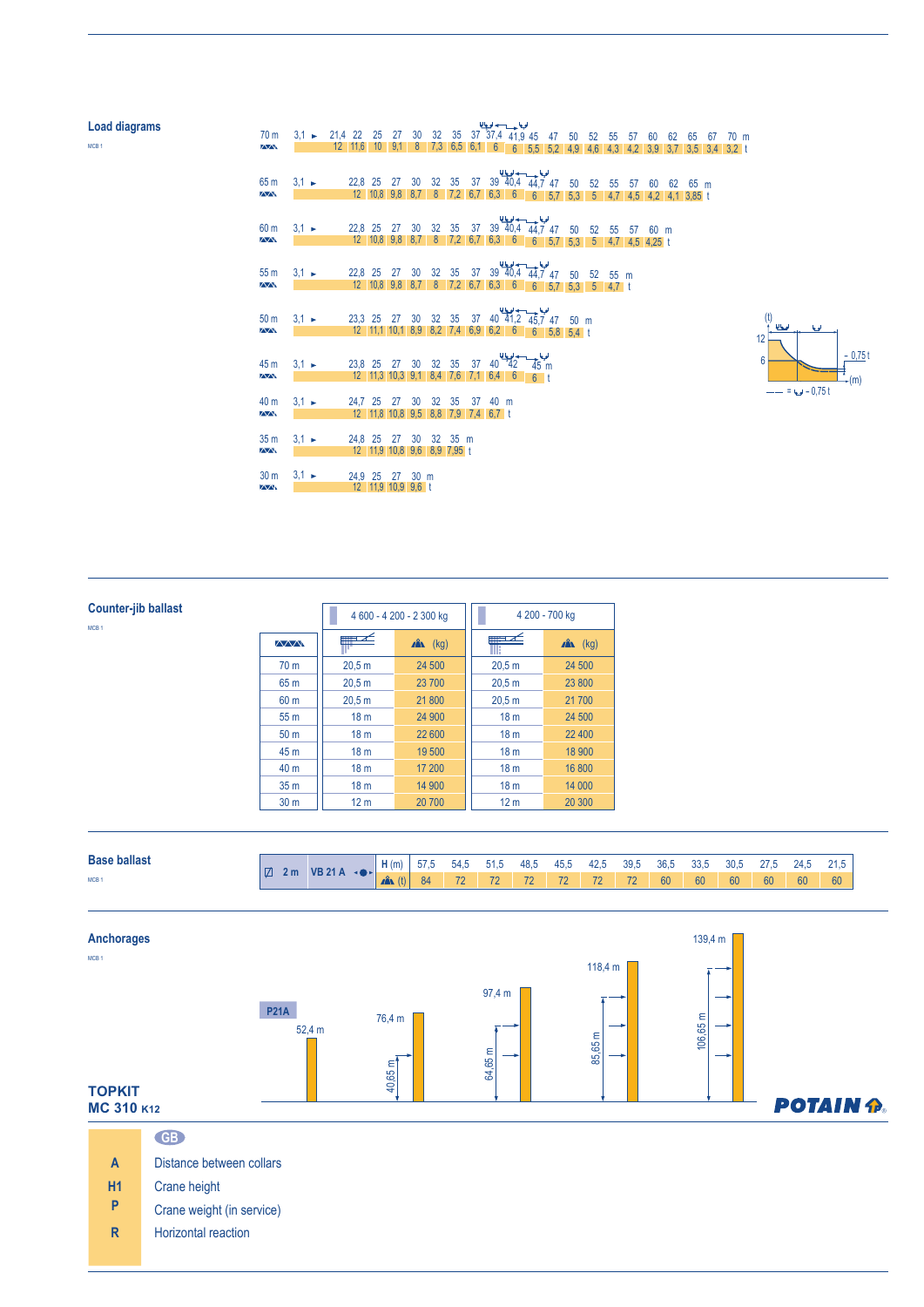## Load diagrams

MCB 1

**70 m**

| m | 3,1 ► | 21,4 | 22 | 25 | 27 | 30 | 32 | 35 | 37 | 37,4 | 41,9 | 45 | 47 | 50 | 52 | 55 | 57 | 60 | 62 | 65 | 67 | 70 |
|---|---|---|---|---|---|---|---|---|---|---|---|---|---|---|---|---|---|---|---|---|---|---|
| t | | 12 | 11,6 | 10 | 9,1 | 8 | 7,3 | 6,5 | 6,1 | 6 | 6 | 5,5 | 5,2 | 4,9 | 4,6 | 4,3 | 4,2 | 3,9 | 3,7 | 3,5 | 3,4 | 3,2 |

**65 m**

| m | 3,1 ► | 22,8 | 25 | 27 | 30 | 32 | 35 | 37 | 39 | 40,4 | 44,7 | 47 | 50 | 52 | 55 | 57 | 60 | 62 | 65 |
|---|---|---|---|---|---|---|---|---|---|---|---|---|---|---|---|---|---|---|---|
| t | | 12 | 10,8 | 9,8 | 8,7 | 8 | 7,2 | 6,7 | 6,3 | 6 | 6 | 5,7 | 5,3 | 5 | 4,7 | 4,5 | 4,2 | 4,1 | 3,85 |

**60 m**

| m | 3,1 ► | 22,8 | 25 | 27 | 30 | 32 | 35 | 37 | 39 | 40,4 | 44,7 | 47 | 50 | 52 | 55 | 57 | 60 |
|---|---|---|---|---|---|---|---|---|---|---|---|---|---|---|---|---|---|
| t | | 12 | 10,8 | 9,8 | 8,7 | 8 | 7,2 | 6,7 | 6,3 | 6 | 6 | 5,7 | 5,3 | 5 | 4,7 | 4,5 | 4,25 |

**55 m**

| m | 3,1 ► | 22,8 | 25 | 27 | 30 | 32 | 35 | 37 | 39 | 40,4 | 44,7 | 47 | 50 | 52 | 55 |
|---|---|---|---|---|---|---|---|---|---|---|---|---|---|---|---|
| t | | 12 | 10,8 | 9,8 | 8,7 | 8 | 7,2 | 6,7 | 6,3 | 6 | 6 | 5,7 | 5,3 | 5 | 4,7 |

**50 m**

| m | 3,1 ► | 23,3 | 25 | 27 | 30 | 32 | 35 | 37 | 40 | 41,2 | 45,7 | 47 | 50 |
|---|---|---|---|---|---|---|---|---|---|---|---|---|---|
| t | | 12 | 11,1 | 10,1 | 8,9 | 8,2 | 7,4 | 6,9 | 6,2 | 6 | 6 | 5,8 | 5,4 |

**45 m**

| m | 3,1 ► | 23,8 | 25 | 27 | 30 | 32 | 35 | 37 | 40 | 42 | 45 |
|---|---|---|---|---|---|---|---|---|---|---|---|
| t | | 12 | 11,3 | 10,3 | 9,1 | 8,4 | 7,6 | 7,1 | 6,4 | 6 | 6 |

**40 m**

| m | 3,1 ► | 24,7 | 25 | 27 | 30 | 32 | 35 | 37 | 40 |
|---|---|---|---|---|---|---|---|---|---|
| t | | 12 | 11,8 | 10,8 | 9,5 | 8,8 | 7,9 | 7,4 | 6,7 |

**35 m**

| m | 3,1 ► | 24,8 | 25 | 27 | 30 | 32 | 35 |
|---|---|---|---|---|---|---|---|
| t | | 12 | 11,9 | 10,8 | 9,6 | 8,9 | 7,95 |

**30 m**

| m | 3,1 ► | 24,9 | 25 | 27 | 30 |
|---|---|---|---|---|---|
| t | | 12 | 11,9 | 10,9 | 9,6 |

(t) 12 / 6 — (m) — 0,75 t; — — = ⊍ - 0,75 t

## Counter-jib ballast

MCB 1

| | 4 600 - 4 200 - 2 300 kg | | 4 200 - 700 kg | |
|---|---|---|---|---|
| | | (kg) | | (kg) |
| 70 m | 20,5 m | 24 500 | 20,5 m | 24 500 |
| 65 m | 20,5 m | 23 700 | 20,5 m | 23 800 |
| 60 m | 20,5 m | 21 800 | 20,5 m | 21 700 |
| 55 m | 18 m | 24 900 | 18 m | 24 500 |
| 50 m | 18 m | 22 600 | 18 m | 22 400 |
| 45 m | 18 m | 19 500 | 18 m | 18 900 |
| 40 m | 18 m | 17 200 | 18 m | 16 800 |
| 35 m | 18 m | 14 900 | 18 m | 14 000 |
| 30 m | 12 m | 20 700 | 12 m | 20 300 |

## Base ballast

MCB 1

| 2 m | VB 21 A | H (m) | 57,5 | 54,5 | 51,5 | 48,5 | 45,5 | 42,5 | 39,5 | 36,5 | 33,5 | 30,5 | 27,5 | 24,5 | 21,5 |
|---|---|---|---|---|---|---|---|---|---|---|---|---|---|---|---|
| | | (t) | 84 | 72 | 72 | 72 | 72 | 72 | 72 | 60 | 60 | 60 | 60 | 60 | 60 |

## Anchorages

MCB 1

P21A

52,4 m — 76,4 m (40,65 m) — 97,4 m (64,65 m) — 118,4 m (85,65 m) — 139,4 m (106,65 m)

**TOPKIT**
**MC 310 K12**

POTAIN

GB

| | |
|---|---|
| **A** | Distance between collars |
| **H1** | Crane height |
| **P** | Crane weight (in service) |
| **R** | Horizontal reaction |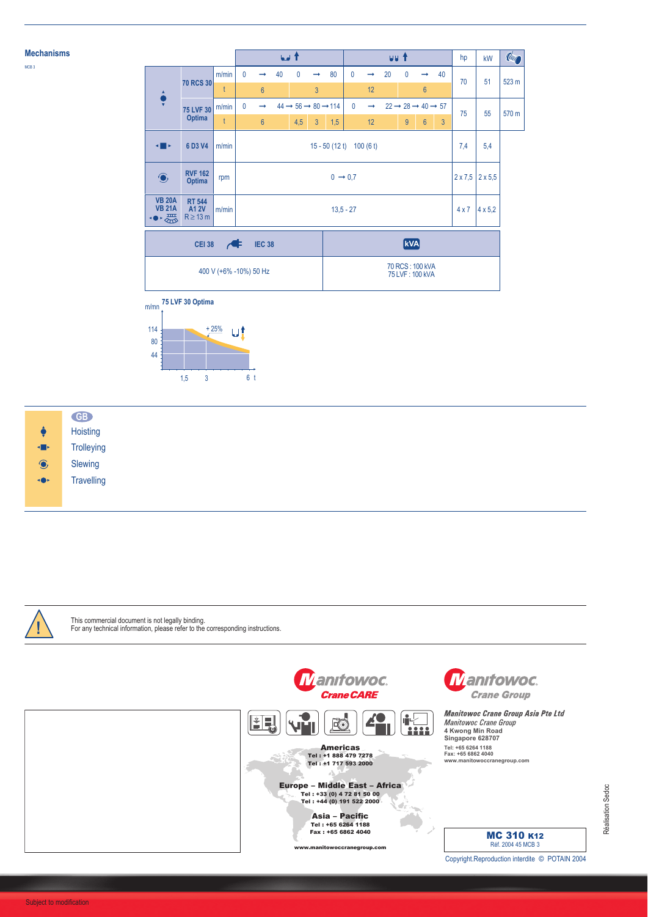## Mechanisms

MCB 3

| | | | Hoisting (2 falls) | | | | | | | | Hoisting (4 falls) | | | | | | | hp | kW | |
|---|---|---|---|---|---|---|---|---|---|---|---|---|---|---|---|---|---|---|---|---|
| Hoisting | 70 RCS 30 | m/min | 0 | → | 40 | 0 | → | 80 | | | 0 | → | 20 | 0 | → | 40 | | 70 | 51 | 523 m |
| | | t | | 6 | | | 3 | | | | | 12 | | | 6 | | | | | |
| | 75 LVF 30 Optima | m/min | 0 | → | 44 → 56 → 80 → 114 | | | | | | 0 | → | 22 → 28 → 40 → 57 | | | | | 75 | 55 | 570 m |
| | | t | | 6 | | 4,5 | 3 | 1,5 | | | | 12 | | 9 | 6 | 3 | | | | |
| Trolleying | 6 D3 V4 | m/min | 15 - 50 (12 t) 100 (6 t) | | | | | | | | | | | | | | | 7,4 | 5,4 | |
| Slewing | RVF 162 Optima | rpm | 0 → 0,7 | | | | | | | | | | | | | | | 2 x 7,5 | 2 x 5,5 | |
| Travelling VB 20A VB 21A | RT 544 A1 2V R ≥ 13 m | m/min | 13,5 - 27 | | | | | | | | | | | | | | | 4 x 7 | 4 x 5,2 | |

| CEI 38 IEC 38 | kVA |
|---|---|
| 400 V (+6% -10%) 50 Hz | 70 RCS : 100 kVA<br>75 LVF : 100 kVA |

75 LVF 30 Optima

m/mn

114

80

44

+ 25%

1,5

3

6 t

GB

- Hoisting
- Trolleying
- Slewing
- Travelling

This commercial document is not legally binding.
For any technical information, please refer to the corresponding instructions.

Manitowoc Crane CARE

Americas
Tel : +1 888 479 7278
Tel : +1 717 593 2000

Europe – Middle East – Africa
Tel : +33 (0) 4 72 81 50 00
Tel : +44 (0) 191 522 2000

Asia – Pacific
Tel : +65 6264 1188
Fax : +65 6862 4040

www.manitowoccranegroup.com

Manitowoc Crane Group

*Manitowoc Crane Group Asia Pte Ltd*
*Manitowoc Crane Group*
4 Kwong Min Road
Singapore 628707
Tel: +65 6264 1188
Fax: +65 6862 4040
www.manitowoccranegroup.com

**MC 310 K12**
Réf. 2004 45 MCB 3

Copyright.Reproduction interdite © POTAIN 2004

Réalisation Sedoc

Subject to modification